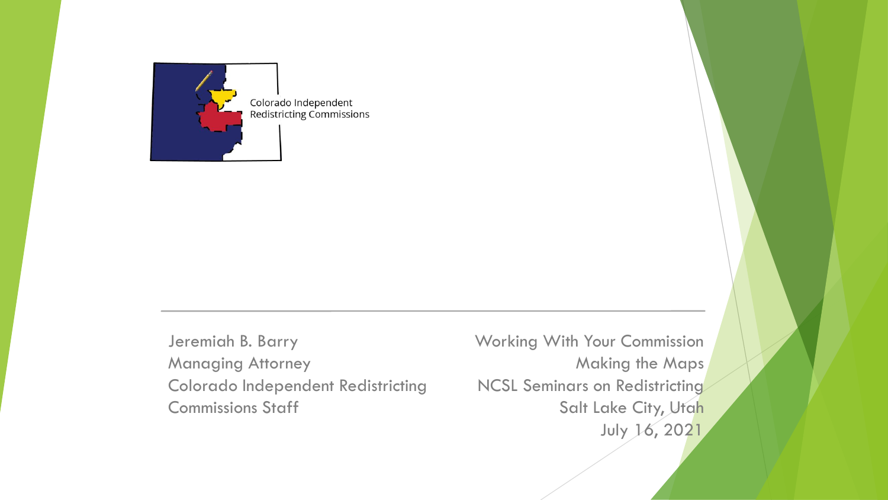Colorado Independent Redistricting Commissions

Jeremiah B. Barry
Managing Attorney
Colorado Independent Redistricting Commissions Staff

Working With Your Commission
Making the Maps
NCSL Seminars on Redistricting
Salt Lake City, Utah
July 16, 2021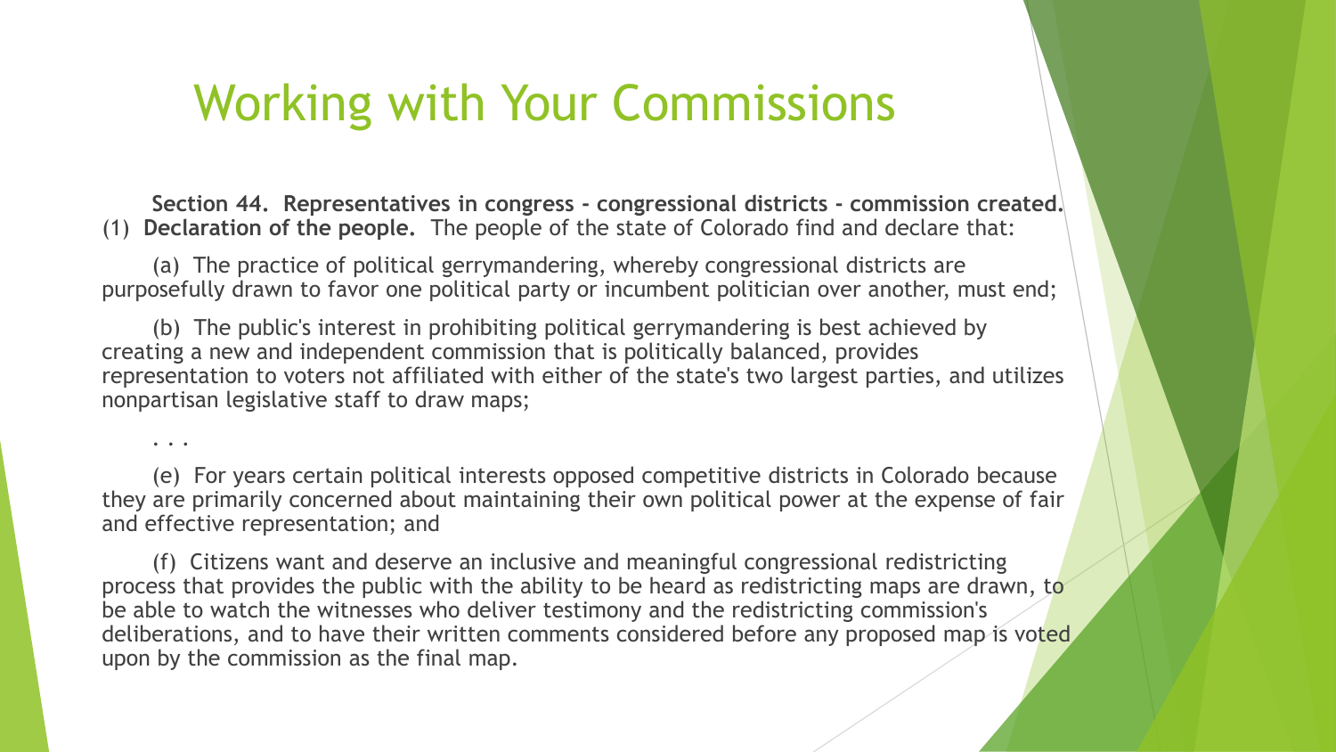# Working with Your Commissions

**Section 44. Representatives in congress - congressional districts - commission created.** (1) **Declaration of the people.** The people of the state of Colorado find and declare that:

(a) The practice of political gerrymandering, whereby congressional districts are purposefully drawn to favor one political party or incumbent politician over another, must end;

(b) The public's interest in prohibiting political gerrymandering is best achieved by creating a new and independent commission that is politically balanced, provides representation to voters not affiliated with either of the state's two largest parties, and utilizes nonpartisan legislative staff to draw maps;

. . .

(e) For years certain political interests opposed competitive districts in Colorado because they are primarily concerned about maintaining their own political power at the expense of fair and effective representation; and

(f) Citizens want and deserve an inclusive and meaningful congressional redistricting process that provides the public with the ability to be heard as redistricting maps are drawn, to be able to watch the witnesses who deliver testimony and the redistricting commission's deliberations, and to have their written comments considered before any proposed map is voted upon by the commission as the final map.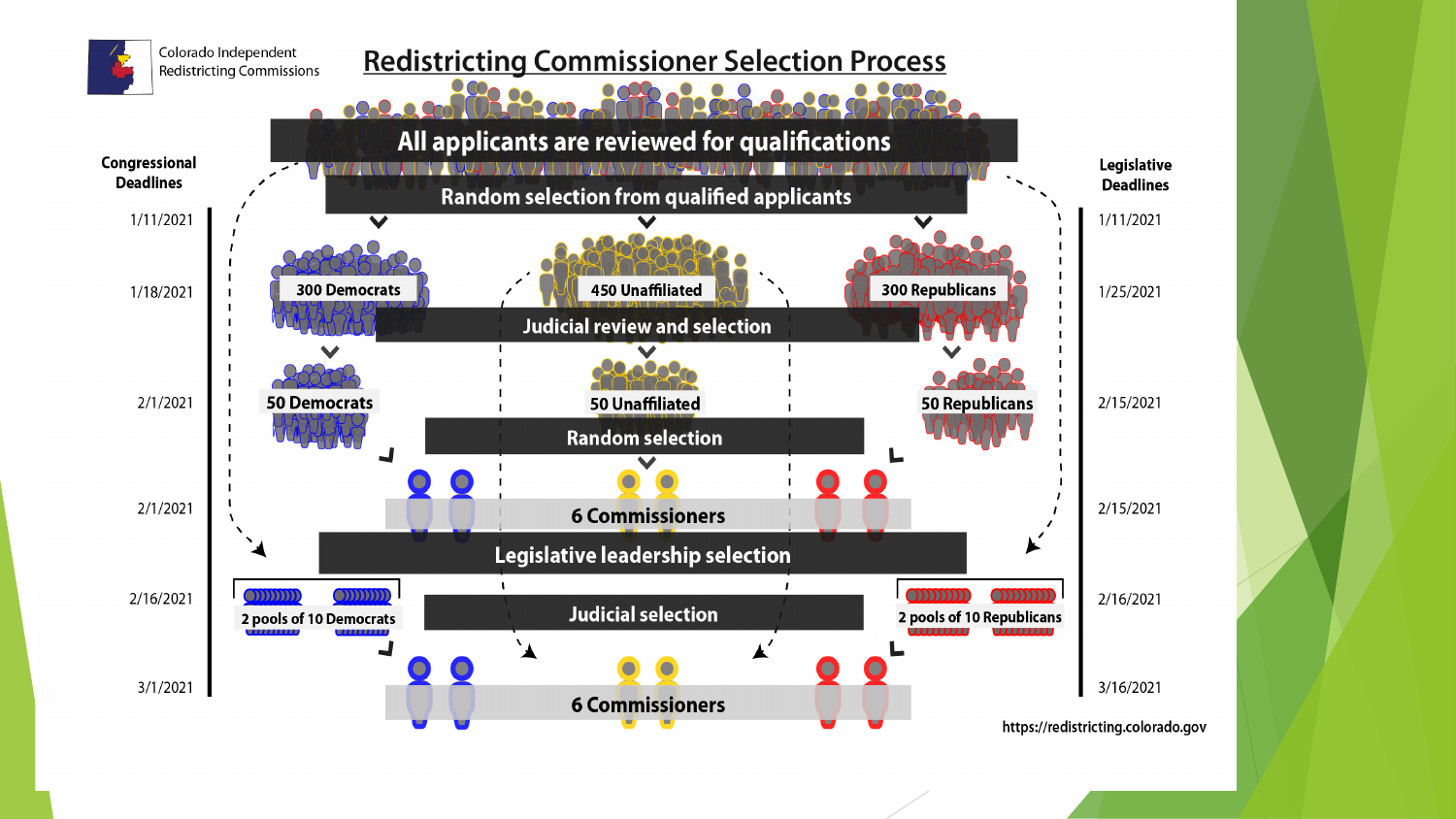Colorado Independent Redistricting Commissions

# Redistricting Commissioner Selection Process

| Congressional Deadlines | Step | Legislative Deadlines |
|---|---|---|
| | All applicants are reviewed for qualifications | |
| 1/11/2021 | Random selection from qualified applicants | 1/11/2021 |
| 1/18/2021 | 300 Democrats / 450 Unaffiliated / 300 Republicans — Judicial review and selection | 1/25/2021 |
| 2/1/2021 | 50 Democrats / 50 Unaffiliated / 50 Republicans — Random selection | 2/15/2021 |
| 2/1/2021 | 6 Commissioners | 2/15/2021 |
| | Legislative leadership selection | |
| 2/16/2021 | 2 pools of 10 Democrats / 2 pools of 10 Republicans — Judicial selection | 2/16/2021 |
| 3/1/2021 | 6 Commissioners | 3/16/2021 |

https://redistricting.colorado.gov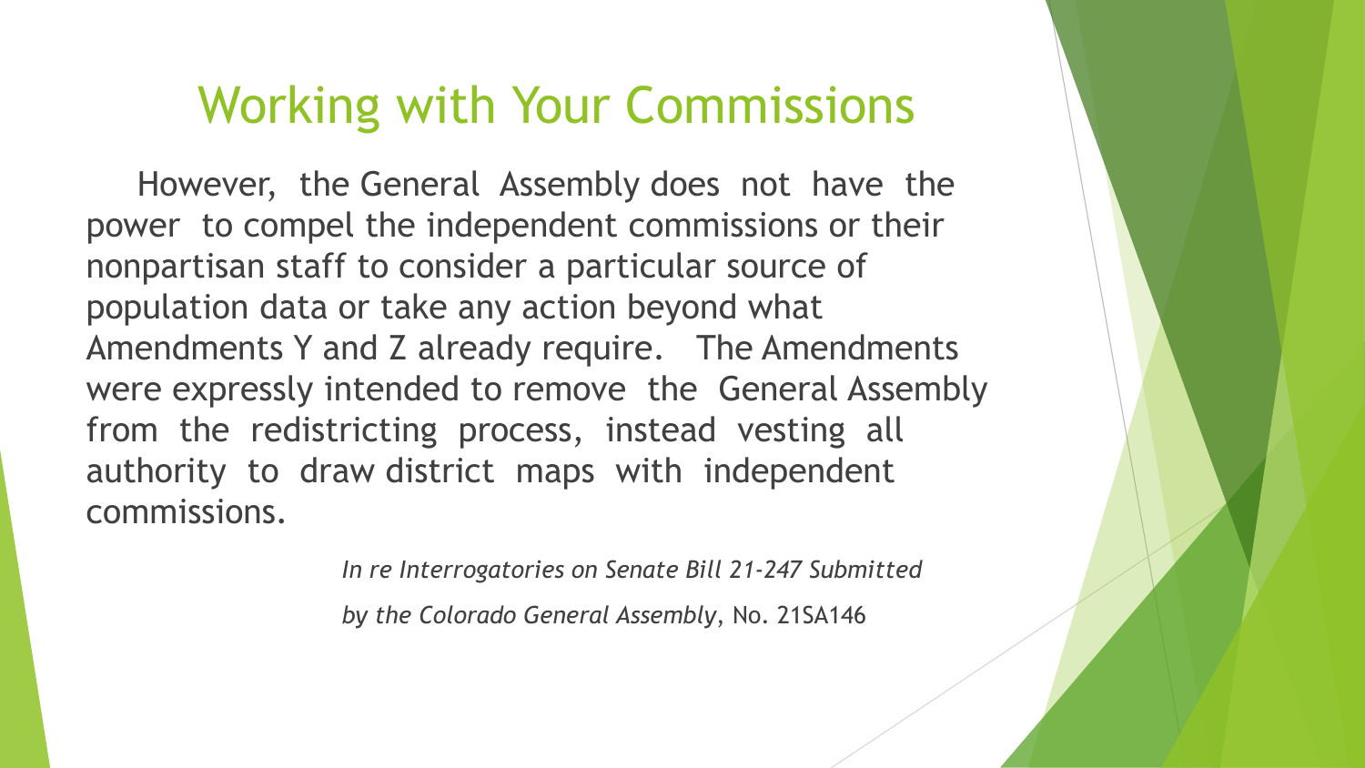# Working with Your Commissions

However, the General Assembly does not have the power to compel the independent commissions or their nonpartisan staff to consider a particular source of population data or take any action beyond what Amendments Y and Z already require. The Amendments were expressly intended to remove the General Assembly from the redistricting process, instead vesting all authority to draw district maps with independent commissions.

*In re Interrogatories on Senate Bill 21-247 Submitted by the Colorado General Assembly*, No. 21SA146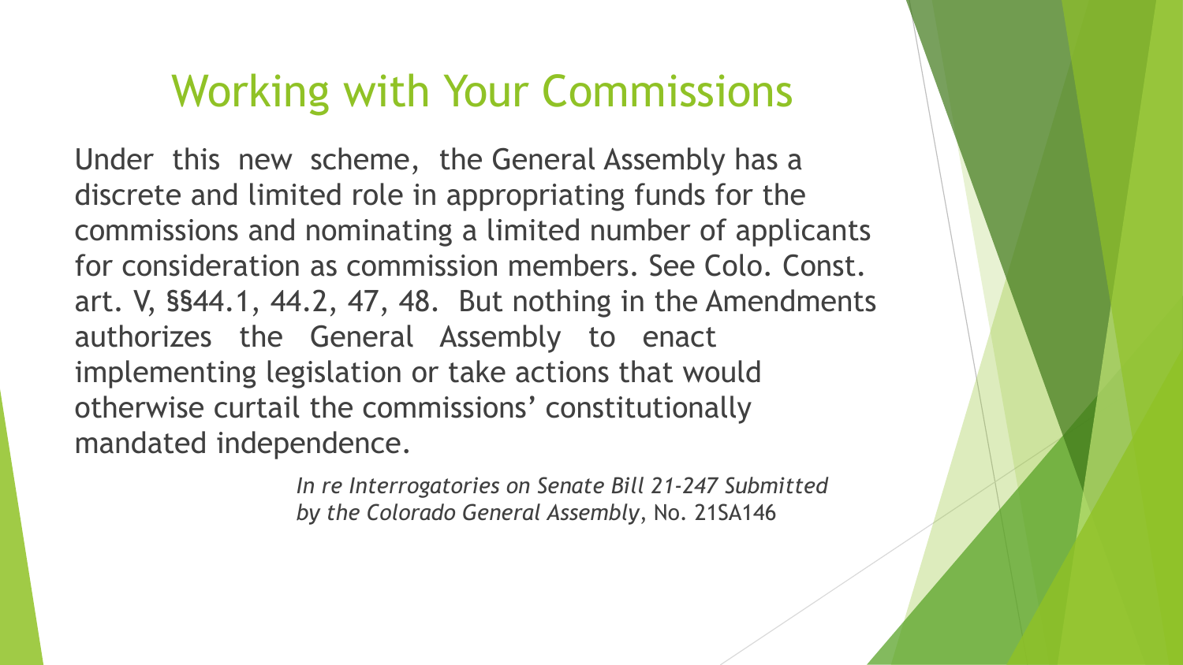# Working with Your Commissions

Under this new scheme, the General Assembly has a discrete and limited role in appropriating funds for the commissions and nominating a limited number of applicants for consideration as commission members. See Colo. Const. art. V, §§44.1, 44.2, 47, 48. But nothing in the Amendments authorizes the General Assembly to enact implementing legislation or take actions that would otherwise curtail the commissions' constitutionally mandated independence.

*In re Interrogatories on Senate Bill 21-247 Submitted by the Colorado General Assembly*, No. 21SA146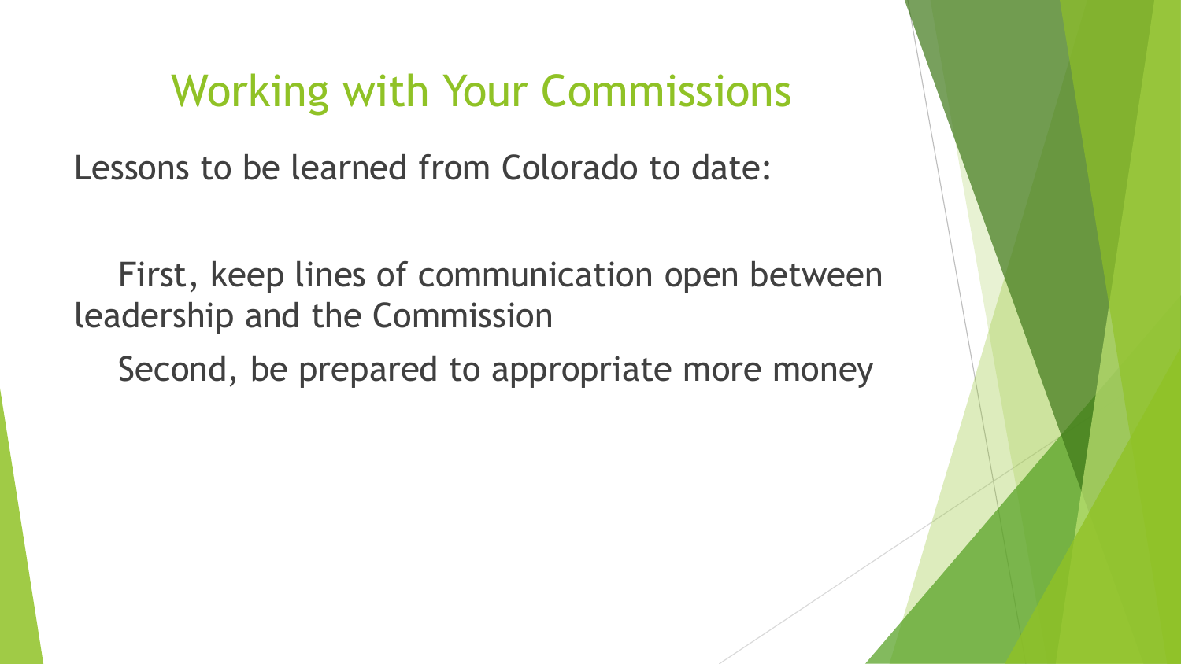# Working with Your Commissions

Lessons to be learned from Colorado to date:

First, keep lines of communication open between leadership and the Commission

Second, be prepared to appropriate more money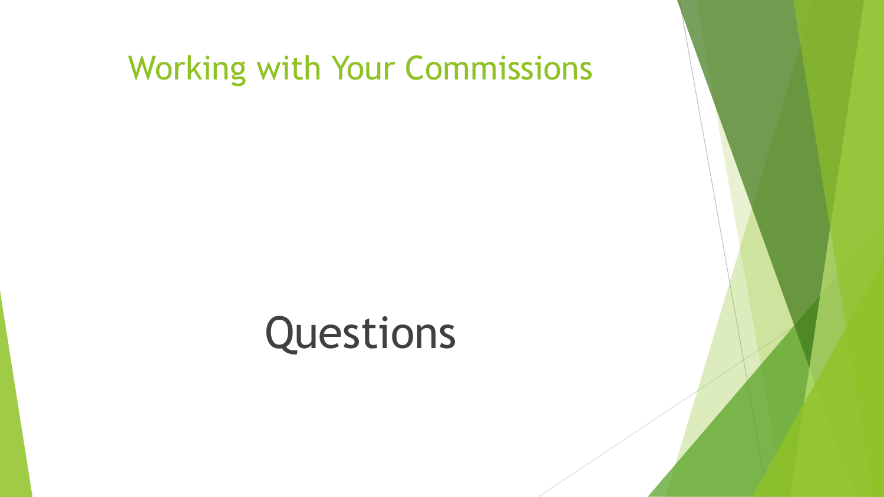# Working with Your Commissions

Questions